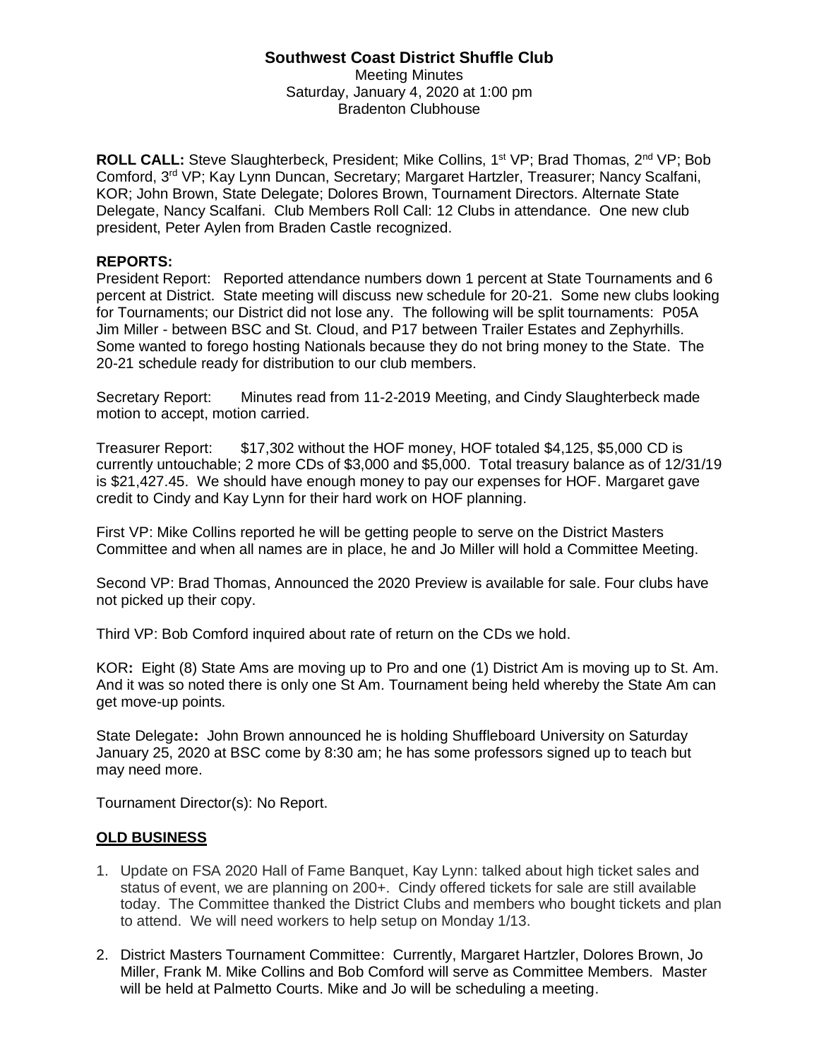**Southwest Coast District Shuffle Club**

Meeting Minutes
Saturday, January 4, 2020 at 1:00 pm
Bradenton Clubhouse

**ROLL CALL:** Steve Slaughterbeck, President; Mike Collins, 1st VP; Brad Thomas, 2nd VP; Bob Comford, 3rd VP; Kay Lynn Duncan, Secretary; Margaret Hartzler, Treasurer; Nancy Scalfani, KOR; John Brown, State Delegate; Dolores Brown, Tournament Directors. Alternate State Delegate, Nancy Scalfani. Club Members Roll Call: 12 Clubs in attendance. One new club president, Peter Aylen from Braden Castle recognized.

**REPORTS:**

President Report: Reported attendance numbers down 1 percent at State Tournaments and 6 percent at District. State meeting will discuss new schedule for 20-21. Some new clubs looking for Tournaments; our District did not lose any. The following will be split tournaments: P05A Jim Miller - between BSC and St. Cloud, and P17 between Trailer Estates and Zephyrhills. Some wanted to forego hosting Nationals because they do not bring money to the State. The 20-21 schedule ready for distribution to our club members.

Secretary Report: Minutes read from 11-2-2019 Meeting, and Cindy Slaughterbeck made motion to accept, motion carried.

Treasurer Report: $17,302 without the HOF money, HOF totaled $4,125, $5,000 CD is currently untouchable; 2 more CDs of $3,000 and $5,000. Total treasury balance as of 12/31/19 is $21,427.45. We should have enough money to pay our expenses for HOF. Margaret gave credit to Cindy and Kay Lynn for their hard work on HOF planning.

First VP: Mike Collins reported he will be getting people to serve on the District Masters Committee and when all names are in place, he and Jo Miller will hold a Committee Meeting.

Second VP: Brad Thomas, Announced the 2020 Preview is available for sale. Four clubs have not picked up their copy.

Third VP: Bob Comford inquired about rate of return on the CDs we hold.

KOR**:** Eight (8) State Ams are moving up to Pro and one (1) District Am is moving up to St. Am. And it was so noted there is only one St Am. Tournament being held whereby the State Am can get move-up points.

State Delegate**:** John Brown announced he is holding Shuffleboard University on Saturday January 25, 2020 at BSC come by 8:30 am; he has some professors signed up to teach but may need more.

Tournament Director(s): No Report.

**OLD BUSINESS**

1. Update on FSA 2020 Hall of Fame Banquet, Kay Lynn: talked about high ticket sales and status of event, we are planning on 200+. Cindy offered tickets for sale are still available today. The Committee thanked the District Clubs and members who bought tickets and plan to attend. We will need workers to help setup on Monday 1/13.

2. District Masters Tournament Committee: Currently, Margaret Hartzler, Dolores Brown, Jo Miller, Frank M. Mike Collins and Bob Comford will serve as Committee Members. Master will be held at Palmetto Courts. Mike and Jo will be scheduling a meeting.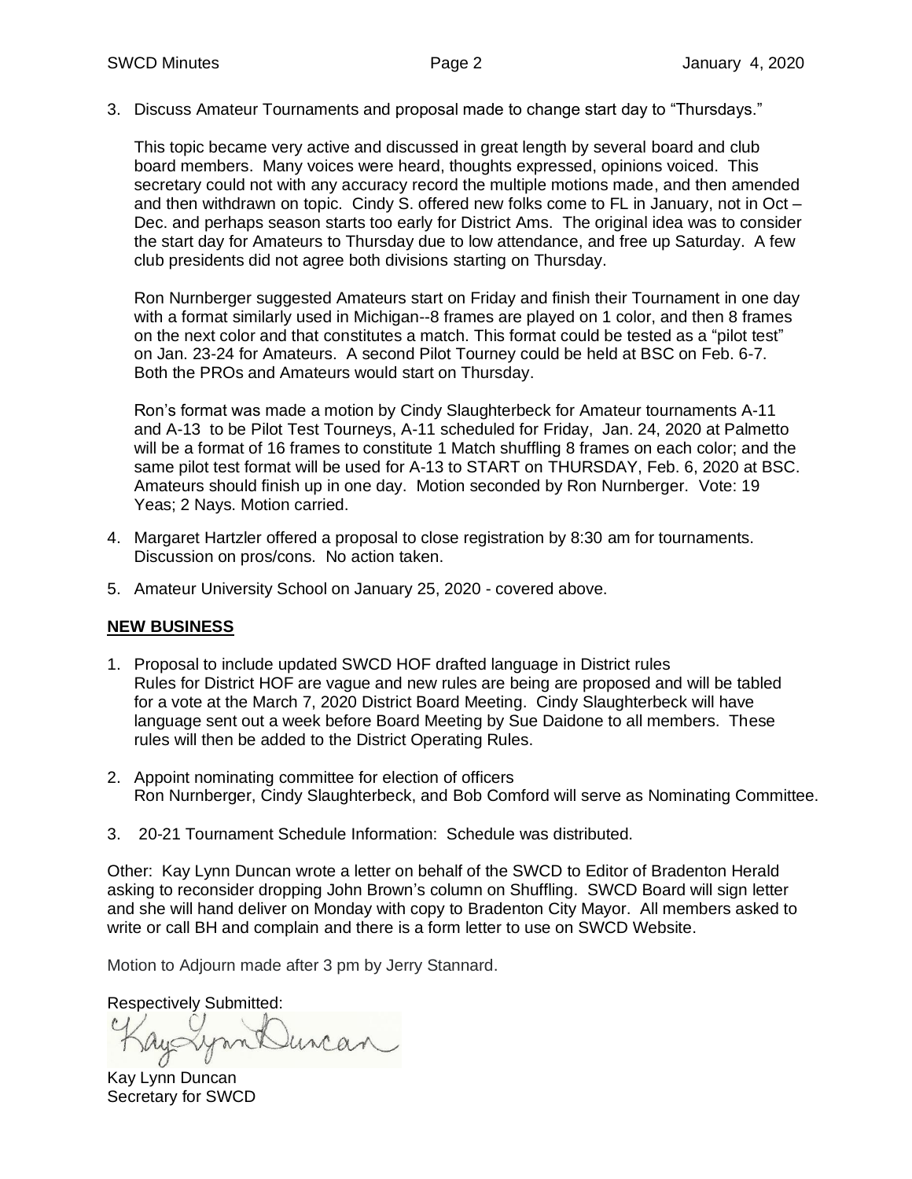3. Discuss Amateur Tournaments and proposal made to change start day to “Thursdays.”

   This topic became very active and discussed in great length by several board and club board members. Many voices were heard, thoughts expressed, opinions voiced. This secretary could not with any accuracy record the multiple motions made, and then amended and then withdrawn on topic. Cindy S. offered new folks come to FL in January, not in Oct – Dec. and perhaps season starts too early for District Ams. The original idea was to consider the start day for Amateurs to Thursday due to low attendance, and free up Saturday. A few club presidents did not agree both divisions starting on Thursday.

   Ron Nurnberger suggested Amateurs start on Friday and finish their Tournament in one day with a format similarly used in Michigan--8 frames are played on 1 color, and then 8 frames on the next color and that constitutes a match. This format could be tested as a “pilot test” on Jan. 23-24 for Amateurs. A second Pilot Tourney could be held at BSC on Feb. 6-7. Both the PROs and Amateurs would start on Thursday.

   Ron’s format was made a motion by Cindy Slaughterbeck for Amateur tournaments A-11 and A-13 to be Pilot Test Tourneys, A-11 scheduled for Friday, Jan. 24, 2020 at Palmetto will be a format of 16 frames to constitute 1 Match shuffling 8 frames on each color; and the same pilot test format will be used for A-13 to START on THURSDAY, Feb. 6, 2020 at BSC. Amateurs should finish up in one day. Motion seconded by Ron Nurnberger. Vote: 19 Yeas; 2 Nays. Motion carried.

4. Margaret Hartzler offered a proposal to close registration by 8:30 am for tournaments. Discussion on pros/cons. No action taken.

5. Amateur University School on January 25, 2020 - covered above.

## NEW BUSINESS

1. Proposal to include updated SWCD HOF drafted language in District rules
   Rules for District HOF are vague and new rules are being are proposed and will be tabled for a vote at the March 7, 2020 District Board Meeting. Cindy Slaughterbeck will have language sent out a week before Board Meeting by Sue Daidone to all members. These rules will then be added to the District Operating Rules.

2. Appoint nominating committee for election of officers
   Ron Nurnberger, Cindy Slaughterbeck, and Bob Comford will serve as Nominating Committee.

3. 20-21 Tournament Schedule Information: Schedule was distributed.

Other: Kay Lynn Duncan wrote a letter on behalf of the SWCD to Editor of Bradenton Herald asking to reconsider dropping John Brown’s column on Shuffling. SWCD Board will sign letter and she will hand deliver on Monday with copy to Bradenton City Mayor. All members asked to write or call BH and complain and there is a form letter to use on SWCD Website.

Motion to Adjourn made after 3 pm by Jerry Stannard.

Respectively Submitted:

Kay Lynn Duncan

Kay Lynn Duncan
Secretary for SWCD